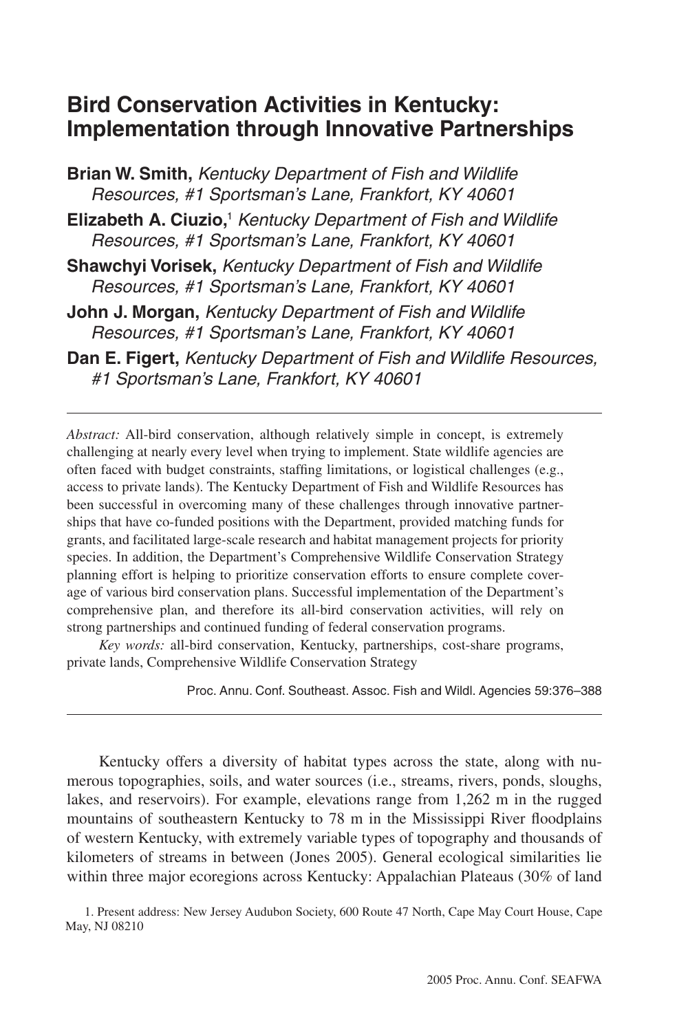# Bird Conservation Activities in Kentucky: Implementation through Innovative Partnerships

**Brian W. Smith,** *Kentucky Department of Fish and Wildlife Resources, #1 Sportsman's Lane, Frankfort, KY 40601*

**Elizabeth A. Ciuzio,**[1] *Kentucky Department of Fish and Wildlife Resources, #1 Sportsman's Lane, Frankfort, KY 40601*

**Shawchyi Vorisek,** *Kentucky Department of Fish and Wildlife Resources, #1 Sportsman's Lane, Frankfort, KY 40601*

**John J. Morgan,** *Kentucky Department of Fish and Wildlife Resources, #1 Sportsman's Lane, Frankfort, KY 40601*

**Dan E. Figert,** *Kentucky Department of Fish and Wildlife Resources, #1 Sportsman's Lane, Frankfort, KY 40601*

---

*Abstract:* All-bird conservation, although relatively simple in concept, is extremely challenging at nearly every level when trying to implement. State wildlife agencies are often faced with budget constraints, staffing limitations, or logistical challenges (e.g., access to private lands). The Kentucky Department of Fish and Wildlife Resources has been successful in overcoming many of these challenges through innovative partnerships that have co-funded positions with the Department, provided matching funds for grants, and facilitated large-scale research and habitat management projects for priority species. In addition, the Department's Comprehensive Wildlife Conservation Strategy planning effort is helping to prioritize conservation efforts to ensure complete coverage of various bird conservation plans. Successful implementation of the Department's comprehensive plan, and therefore its all-bird conservation activities, will rely on strong partnerships and continued funding of federal conservation programs.

*Key words:* all-bird conservation, Kentucky, partnerships, cost-share programs, private lands, Comprehensive Wildlife Conservation Strategy

Proc. Annu. Conf. Southeast. Assoc. Fish and Wildl. Agencies 59:376–388

---

Kentucky offers a diversity of habitat types across the state, along with numerous topographies, soils, and water sources (i.e., streams, rivers, ponds, sloughs, lakes, and reservoirs). For example, elevations range from 1,262 m in the rugged mountains of southeastern Kentucky to 78 m in the Mississippi River floodplains of western Kentucky, with extremely variable types of topography and thousands of kilometers of streams in between (Jones 2005). General ecological similarities lie within three major ecoregions across Kentucky: Appalachian Plateaus (30% of land

1. Present address: New Jersey Audubon Society, 600 Route 47 North, Cape May Court House, Cape May, NJ 08210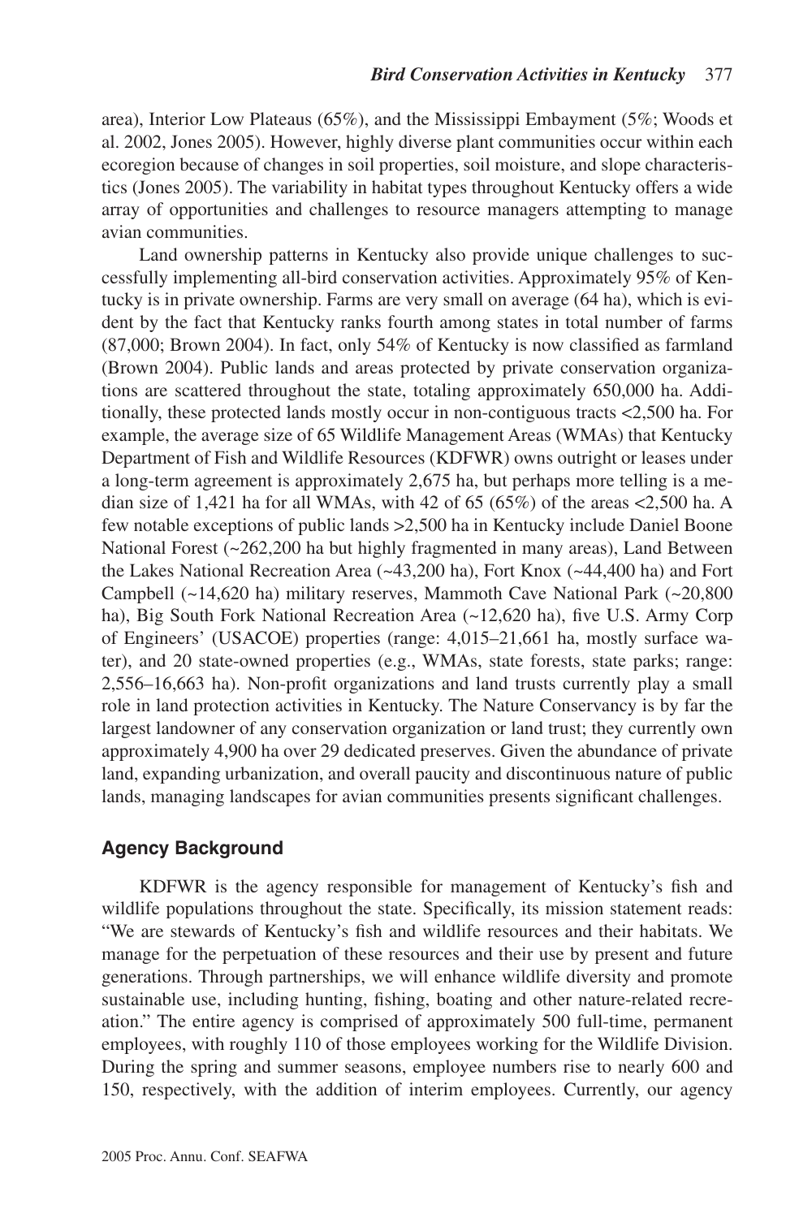area), Interior Low Plateaus (65%), and the Mississippi Embayment (5%; Woods et al. 2002, Jones 2005). However, highly diverse plant communities occur within each ecoregion because of changes in soil properties, soil moisture, and slope characteristics (Jones 2005). The variability in habitat types throughout Kentucky offers a wide array of opportunities and challenges to resource managers attempting to manage avian communities.

Land ownership patterns in Kentucky also provide unique challenges to successfully implementing all-bird conservation activities. Approximately 95% of Kentucky is in private ownership. Farms are very small on average (64 ha), which is evident by the fact that Kentucky ranks fourth among states in total number of farms (87,000; Brown 2004). In fact, only 54% of Kentucky is now classified as farmland (Brown 2004). Public lands and areas protected by private conservation organizations are scattered throughout the state, totaling approximately 650,000 ha. Additionally, these protected lands mostly occur in non-contiguous tracts <2,500 ha. For example, the average size of 65 Wildlife Management Areas (WMAs) that Kentucky Department of Fish and Wildlife Resources (KDFWR) owns outright or leases under a long-term agreement is approximately 2,675 ha, but perhaps more telling is a median size of 1,421 ha for all WMAs, with 42 of 65 (65%) of the areas <2,500 ha. A few notable exceptions of public lands >2,500 ha in Kentucky include Daniel Boone National Forest (~262,200 ha but highly fragmented in many areas), Land Between the Lakes National Recreation Area (~43,200 ha), Fort Knox (~44,400 ha) and Fort Campbell (~14,620 ha) military reserves, Mammoth Cave National Park (~20,800 ha), Big South Fork National Recreation Area (~12,620 ha), five U.S. Army Corp of Engineers' (USACOE) properties (range: 4,015–21,661 ha, mostly surface water), and 20 state-owned properties (e.g., WMAs, state forests, state parks; range: 2,556–16,663 ha). Non-profit organizations and land trusts currently play a small role in land protection activities in Kentucky. The Nature Conservancy is by far the largest landowner of any conservation organization or land trust; they currently own approximately 4,900 ha over 29 dedicated preserves. Given the abundance of private land, expanding urbanization, and overall paucity and discontinuous nature of public lands, managing landscapes for avian communities presents significant challenges.

## Agency Background

KDFWR is the agency responsible for management of Kentucky's fish and wildlife populations throughout the state. Specifically, its mission statement reads: "We are stewards of Kentucky's fish and wildlife resources and their habitats. We manage for the perpetuation of these resources and their use by present and future generations. Through partnerships, we will enhance wildlife diversity and promote sustainable use, including hunting, fishing, boating and other nature-related recreation." The entire agency is comprised of approximately 500 full-time, permanent employees, with roughly 110 of those employees working for the Wildlife Division. During the spring and summer seasons, employee numbers rise to nearly 600 and 150, respectively, with the addition of interim employees. Currently, our agency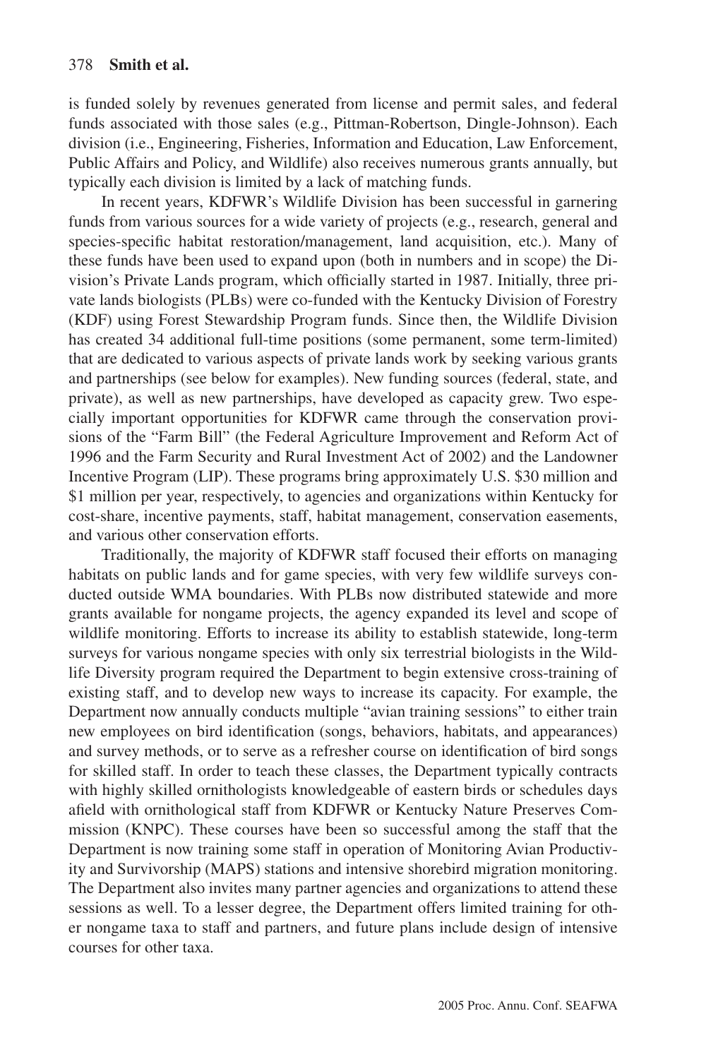is funded solely by revenues generated from license and permit sales, and federal funds associated with those sales (e.g., Pittman-Robertson, Dingle-Johnson). Each division (i.e., Engineering, Fisheries, Information and Education, Law Enforcement, Public Affairs and Policy, and Wildlife) also receives numerous grants annually, but typically each division is limited by a lack of matching funds.

In recent years, KDFWR's Wildlife Division has been successful in garnering funds from various sources for a wide variety of projects (e.g., research, general and species-specific habitat restoration/management, land acquisition, etc.). Many of these funds have been used to expand upon (both in numbers and in scope) the Division's Private Lands program, which officially started in 1987. Initially, three private lands biologists (PLBs) were co-funded with the Kentucky Division of Forestry (KDF) using Forest Stewardship Program funds. Since then, the Wildlife Division has created 34 additional full-time positions (some permanent, some term-limited) that are dedicated to various aspects of private lands work by seeking various grants and partnerships (see below for examples). New funding sources (federal, state, and private), as well as new partnerships, have developed as capacity grew. Two especially important opportunities for KDFWR came through the conservation provisions of the "Farm Bill" (the Federal Agriculture Improvement and Reform Act of 1996 and the Farm Security and Rural Investment Act of 2002) and the Landowner Incentive Program (LIP). These programs bring approximately U.S. $30 million and $1 million per year, respectively, to agencies and organizations within Kentucky for cost-share, incentive payments, staff, habitat management, conservation easements, and various other conservation efforts.

Traditionally, the majority of KDFWR staff focused their efforts on managing habitats on public lands and for game species, with very few wildlife surveys conducted outside WMA boundaries. With PLBs now distributed statewide and more grants available for nongame projects, the agency expanded its level and scope of wildlife monitoring. Efforts to increase its ability to establish statewide, long-term surveys for various nongame species with only six terrestrial biologists in the Wildlife Diversity program required the Department to begin extensive cross-training of existing staff, and to develop new ways to increase its capacity. For example, the Department now annually conducts multiple "avian training sessions" to either train new employees on bird identification (songs, behaviors, habitats, and appearances) and survey methods, or to serve as a refresher course on identification of bird songs for skilled staff. In order to teach these classes, the Department typically contracts with highly skilled ornithologists knowledgeable of eastern birds or schedules days afield with ornithological staff from KDFWR or Kentucky Nature Preserves Commission (KNPC). These courses have been so successful among the staff that the Department is now training some staff in operation of Monitoring Avian Productivity and Survivorship (MAPS) stations and intensive shorebird migration monitoring. The Department also invites many partner agencies and organizations to attend these sessions as well. To a lesser degree, the Department offers limited training for other nongame taxa to staff and partners, and future plans include design of intensive courses for other taxa.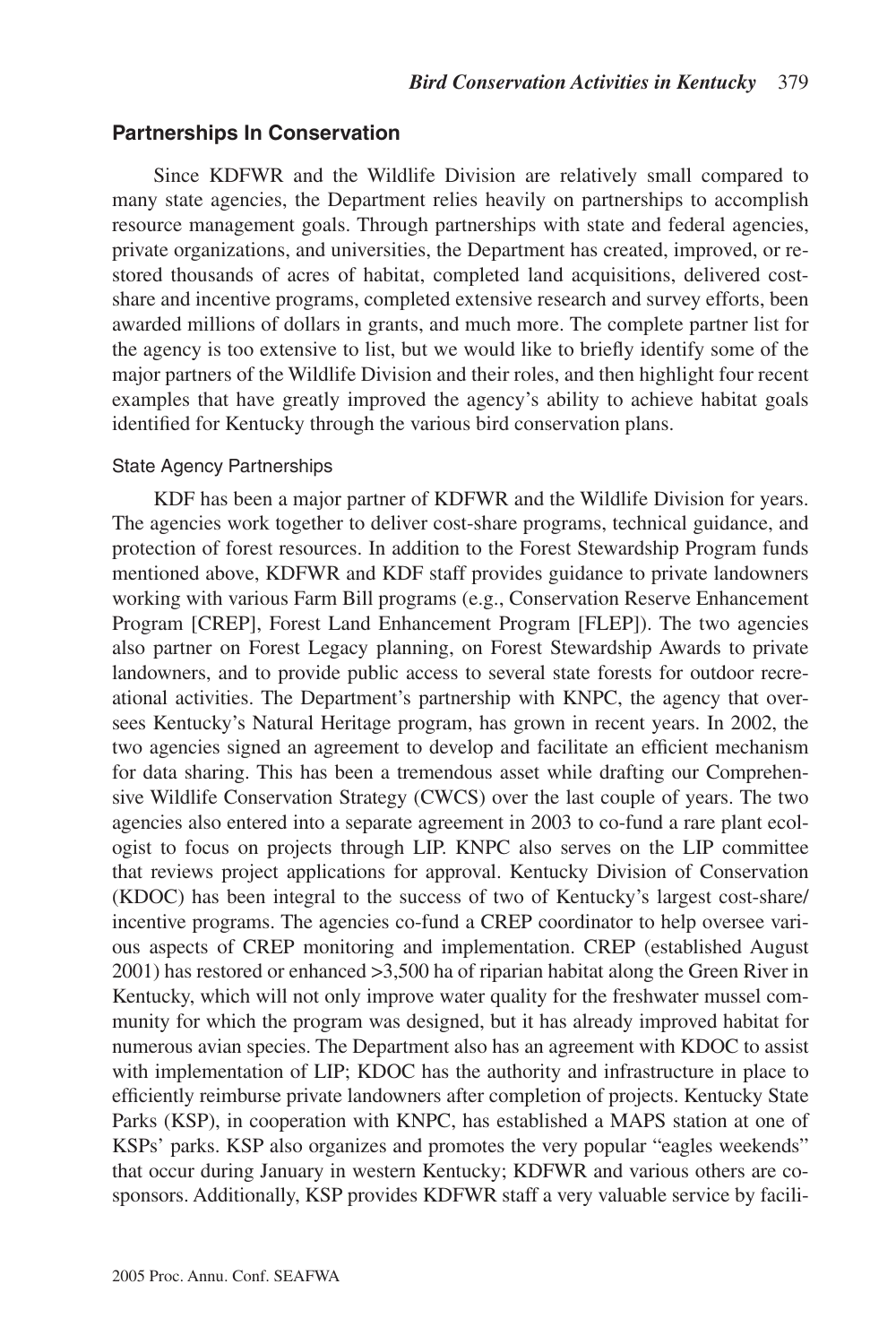## Partnerships In Conservation

Since KDFWR and the Wildlife Division are relatively small compared to many state agencies, the Department relies heavily on partnerships to accomplish resource management goals. Through partnerships with state and federal agencies, private organizations, and universities, the Department has created, improved, or restored thousands of acres of habitat, completed land acquisitions, delivered cost-share and incentive programs, completed extensive research and survey efforts, been awarded millions of dollars in grants, and much more. The complete partner list for the agency is too extensive to list, but we would like to briefly identify some of the major partners of the Wildlife Division and their roles, and then highlight four recent examples that have greatly improved the agency's ability to achieve habitat goals identified for Kentucky through the various bird conservation plans.

### State Agency Partnerships

KDF has been a major partner of KDFWR and the Wildlife Division for years. The agencies work together to deliver cost-share programs, technical guidance, and protection of forest resources. In addition to the Forest Stewardship Program funds mentioned above, KDFWR and KDF staff provides guidance to private landowners working with various Farm Bill programs (e.g., Conservation Reserve Enhancement Program [CREP], Forest Land Enhancement Program [FLEP]). The two agencies also partner on Forest Legacy planning, on Forest Stewardship Awards to private landowners, and to provide public access to several state forests for outdoor recreational activities. The Department's partnership with KNPC, the agency that oversees Kentucky's Natural Heritage program, has grown in recent years. In 2002, the two agencies signed an agreement to develop and facilitate an efficient mechanism for data sharing. This has been a tremendous asset while drafting our Comprehensive Wildlife Conservation Strategy (CWCS) over the last couple of years. The two agencies also entered into a separate agreement in 2003 to co-fund a rare plant ecologist to focus on projects through LIP. KNPC also serves on the LIP committee that reviews project applications for approval. Kentucky Division of Conservation (KDOC) has been integral to the success of two of Kentucky's largest cost-share/incentive programs. The agencies co-fund a CREP coordinator to help oversee various aspects of CREP monitoring and implementation. CREP (established August 2001) has restored or enhanced >3,500 ha of riparian habitat along the Green River in Kentucky, which will not only improve water quality for the freshwater mussel community for which the program was designed, but it has already improved habitat for numerous avian species. The Department also has an agreement with KDOC to assist with implementation of LIP; KDOC has the authority and infrastructure in place to efficiently reimburse private landowners after completion of projects. Kentucky State Parks (KSP), in cooperation with KNPC, has established a MAPS station at one of KSPs' parks. KSP also organizes and promotes the very popular "eagles weekends" that occur during January in western Kentucky; KDFWR and various others are co-sponsors. Additionally, KSP provides KDFWR staff a very valuable service by facili-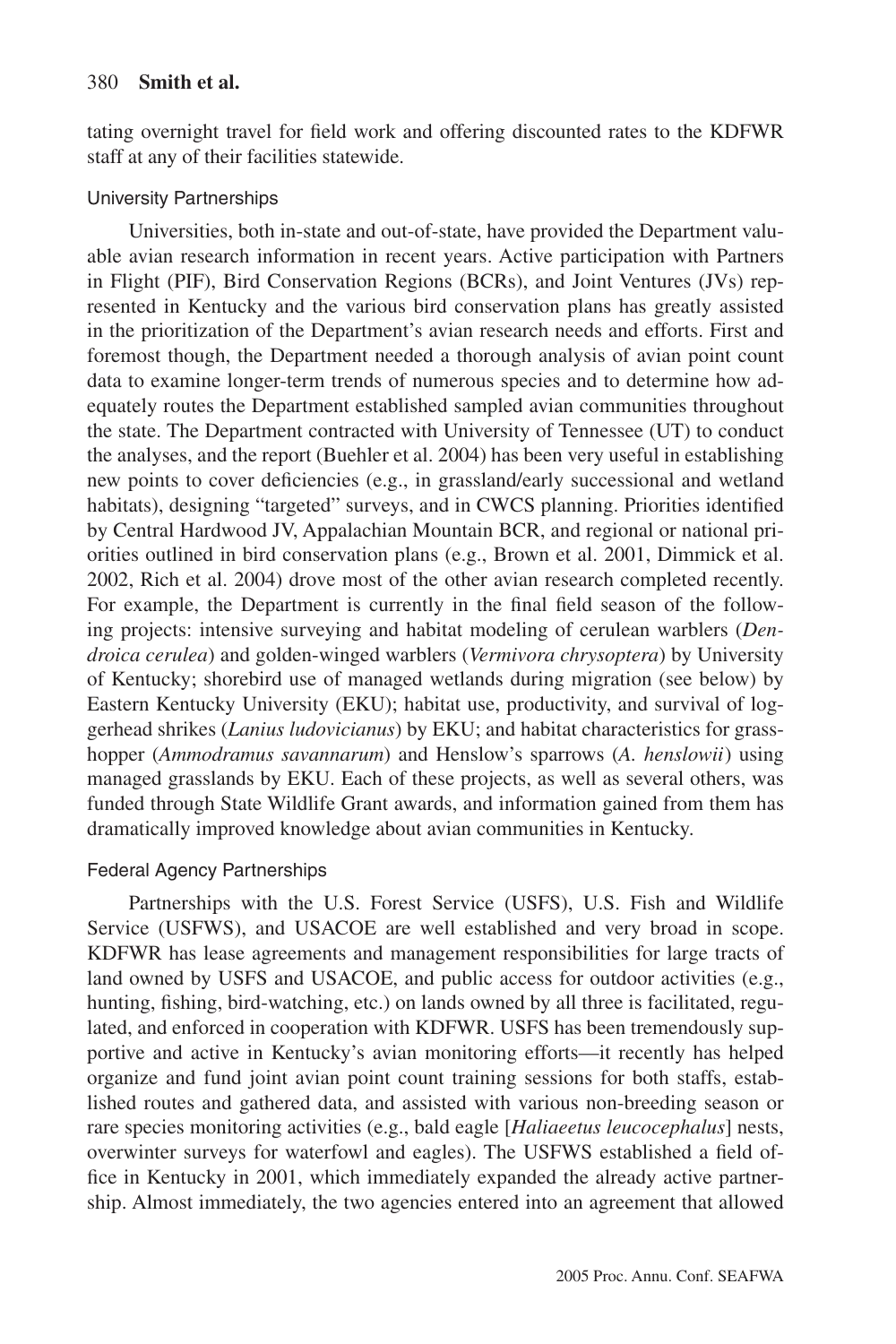tating overnight travel for field work and offering discounted rates to the KDFWR staff at any of their facilities statewide.

### University Partnerships

Universities, both in-state and out-of-state, have provided the Department valuable avian research information in recent years. Active participation with Partners in Flight (PIF), Bird Conservation Regions (BCRs), and Joint Ventures (JVs) represented in Kentucky and the various bird conservation plans has greatly assisted in the prioritization of the Department's avian research needs and efforts. First and foremost though, the Department needed a thorough analysis of avian point count data to examine longer-term trends of numerous species and to determine how adequately routes the Department established sampled avian communities throughout the state. The Department contracted with University of Tennessee (UT) to conduct the analyses, and the report (Buehler et al. 2004) has been very useful in establishing new points to cover deficiencies (e.g., in grassland/early successional and wetland habitats), designing "targeted" surveys, and in CWCS planning. Priorities identified by Central Hardwood JV, Appalachian Mountain BCR, and regional or national priorities outlined in bird conservation plans (e.g., Brown et al. 2001, Dimmick et al. 2002, Rich et al. 2004) drove most of the other avian research completed recently. For example, the Department is currently in the final field season of the following projects: intensive surveying and habitat modeling of cerulean warblers (*Dendroica cerulea*) and golden-winged warblers (*Vermivora chrysoptera*) by University of Kentucky; shorebird use of managed wetlands during migration (see below) by Eastern Kentucky University (EKU); habitat use, productivity, and survival of loggerhead shrikes (*Lanius ludovicianus*) by EKU; and habitat characteristics for grasshopper (*Ammodramus savannarum*) and Henslow's sparrows (*A. henslowii*) using managed grasslands by EKU. Each of these projects, as well as several others, was funded through State Wildlife Grant awards, and information gained from them has dramatically improved knowledge about avian communities in Kentucky.

### Federal Agency Partnerships

Partnerships with the U.S. Forest Service (USFS), U.S. Fish and Wildlife Service (USFWS), and USACOE are well established and very broad in scope. KDFWR has lease agreements and management responsibilities for large tracts of land owned by USFS and USACOE, and public access for outdoor activities (e.g., hunting, fishing, bird-watching, etc.) on lands owned by all three is facilitated, regulated, and enforced in cooperation with KDFWR. USFS has been tremendously supportive and active in Kentucky's avian monitoring efforts—it recently has helped organize and fund joint avian point count training sessions for both staffs, established routes and gathered data, and assisted with various non-breeding season or rare species monitoring activities (e.g., bald eagle [*Haliaeetus leucocephalus*] nests, overwinter surveys for waterfowl and eagles). The USFWS established a field office in Kentucky in 2001, which immediately expanded the already active partnership. Almost immediately, the two agencies entered into an agreement that allowed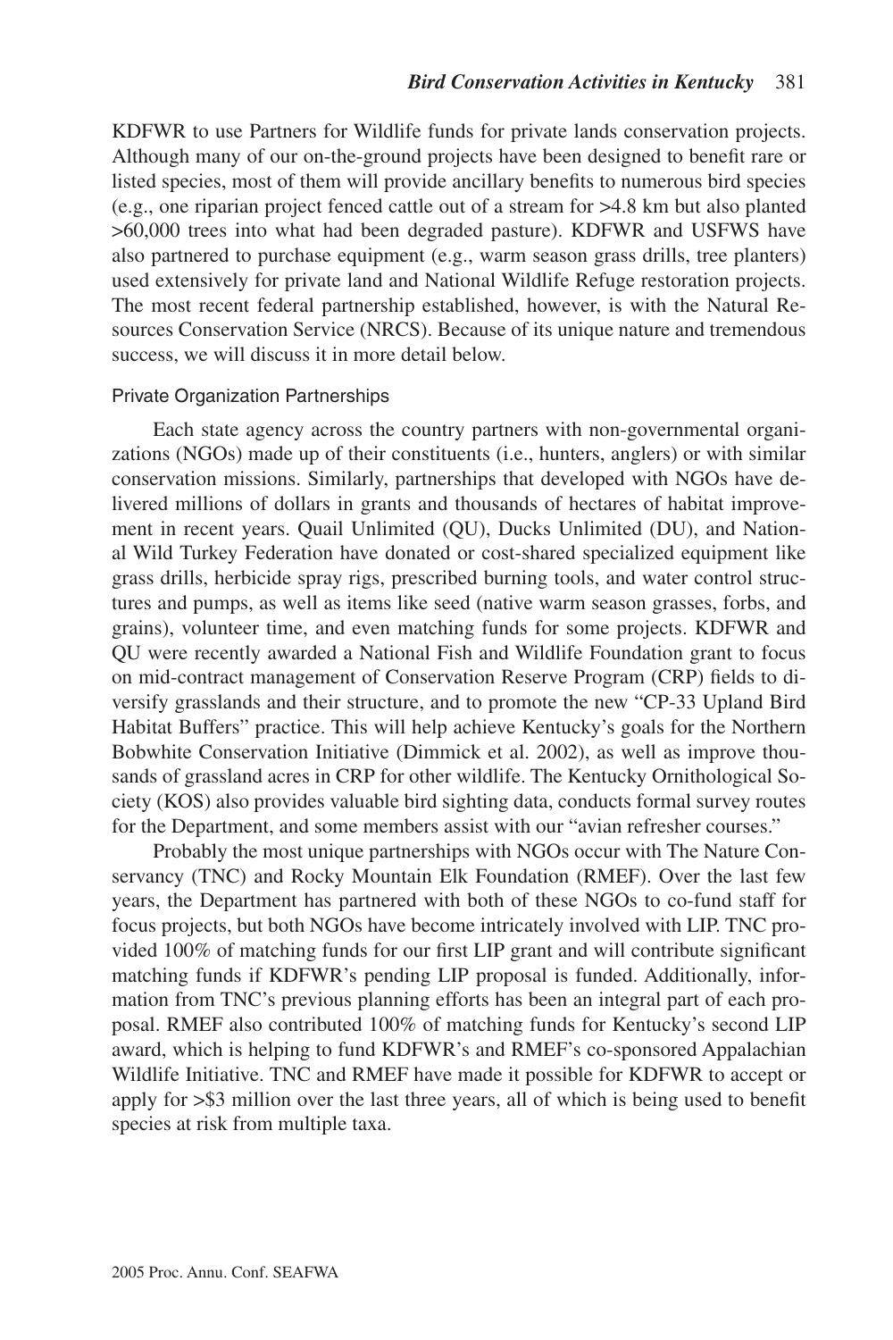KDFWR to use Partners for Wildlife funds for private lands conservation projects. Although many of our on-the-ground projects have been designed to benefit rare or listed species, most of them will provide ancillary benefits to numerous bird species (e.g., one riparian project fenced cattle out of a stream for >4.8 km but also planted >60,000 trees into what had been degraded pasture). KDFWR and USFWS have also partnered to purchase equipment (e.g., warm season grass drills, tree planters) used extensively for private land and National Wildlife Refuge restoration projects. The most recent federal partnership established, however, is with the Natural Resources Conservation Service (NRCS). Because of its unique nature and tremendous success, we will discuss it in more detail below.

### Private Organization Partnerships

Each state agency across the country partners with non-governmental organizations (NGOs) made up of their constituents (i.e., hunters, anglers) or with similar conservation missions. Similarly, partnerships that developed with NGOs have delivered millions of dollars in grants and thousands of hectares of habitat improvement in recent years. Quail Unlimited (QU), Ducks Unlimited (DU), and National Wild Turkey Federation have donated or cost-shared specialized equipment like grass drills, herbicide spray rigs, prescribed burning tools, and water control structures and pumps, as well as items like seed (native warm season grasses, forbs, and grains), volunteer time, and even matching funds for some projects. KDFWR and QU were recently awarded a National Fish and Wildlife Foundation grant to focus on mid-contract management of Conservation Reserve Program (CRP) fields to diversify grasslands and their structure, and to promote the new "CP-33 Upland Bird Habitat Buffers" practice. This will help achieve Kentucky's goals for the Northern Bobwhite Conservation Initiative (Dimmick et al. 2002), as well as improve thousands of grassland acres in CRP for other wildlife. The Kentucky Ornithological Society (KOS) also provides valuable bird sighting data, conducts formal survey routes for the Department, and some members assist with our "avian refresher courses."

Probably the most unique partnerships with NGOs occur with The Nature Conservancy (TNC) and Rocky Mountain Elk Foundation (RMEF). Over the last few years, the Department has partnered with both of these NGOs to co-fund staff for focus projects, but both NGOs have become intricately involved with LIP. TNC provided 100% of matching funds for our first LIP grant and will contribute significant matching funds if KDFWR's pending LIP proposal is funded. Additionally, information from TNC's previous planning efforts has been an integral part of each proposal. RMEF also contributed 100% of matching funds for Kentucky's second LIP award, which is helping to fund KDFWR's and RMEF's co-sponsored Appalachian Wildlife Initiative. TNC and RMEF have made it possible for KDFWR to accept or apply for >$3 million over the last three years, all of which is being used to benefit species at risk from multiple taxa.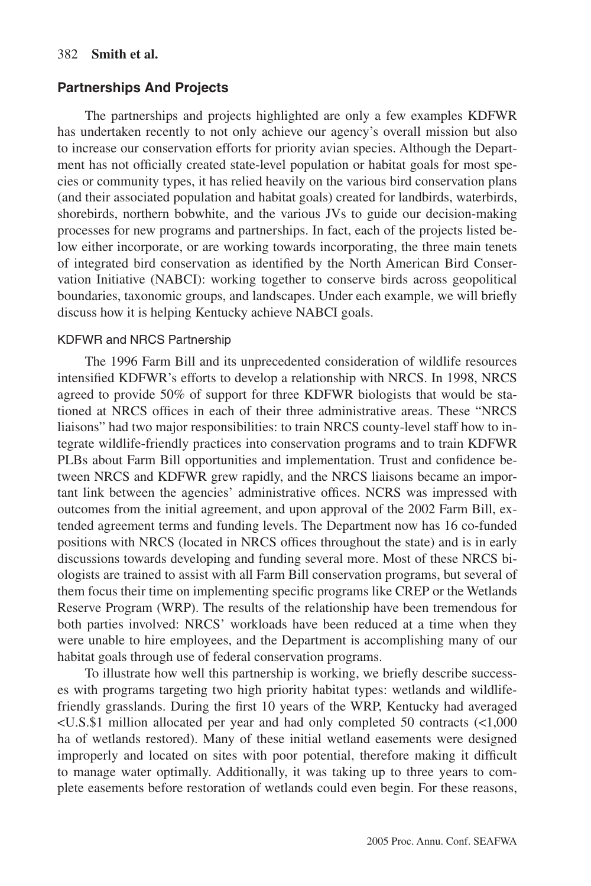## Partnerships And Projects

The partnerships and projects highlighted are only a few examples KDFWR has undertaken recently to not only achieve our agency's overall mission but also to increase our conservation efforts for priority avian species. Although the Department has not officially created state-level population or habitat goals for most species or community types, it has relied heavily on the various bird conservation plans (and their associated population and habitat goals) created for landbirds, waterbirds, shorebirds, northern bobwhite, and the various JVs to guide our decision-making processes for new programs and partnerships. In fact, each of the projects listed below either incorporate, or are working towards incorporating, the three main tenets of integrated bird conservation as identified by the North American Bird Conservation Initiative (NABCI): working together to conserve birds across geopolitical boundaries, taxonomic groups, and landscapes. Under each example, we will briefly discuss how it is helping Kentucky achieve NABCI goals.

### KDFWR and NRCS Partnership

The 1996 Farm Bill and its unprecedented consideration of wildlife resources intensified KDFWR's efforts to develop a relationship with NRCS. In 1998, NRCS agreed to provide 50% of support for three KDFWR biologists that would be stationed at NRCS offices in each of their three administrative areas. These "NRCS liaisons" had two major responsibilities: to train NRCS county-level staff how to integrate wildlife-friendly practices into conservation programs and to train KDFWR PLBs about Farm Bill opportunities and implementation. Trust and confidence between NRCS and KDFWR grew rapidly, and the NRCS liaisons became an important link between the agencies' administrative offices. NCRS was impressed with outcomes from the initial agreement, and upon approval of the 2002 Farm Bill, extended agreement terms and funding levels. The Department now has 16 co-funded positions with NRCS (located in NRCS offices throughout the state) and is in early discussions towards developing and funding several more. Most of these NRCS biologists are trained to assist with all Farm Bill conservation programs, but several of them focus their time on implementing specific programs like CREP or the Wetlands Reserve Program (WRP). The results of the relationship have been tremendous for both parties involved: NRCS' workloads have been reduced at a time when they were unable to hire employees, and the Department is accomplishing many of our habitat goals through use of federal conservation programs.

To illustrate how well this partnership is working, we briefly describe successes with programs targeting two high priority habitat types: wetlands and wildlife-friendly grasslands. During the first 10 years of the WRP, Kentucky had averaged <U.S.$1 million allocated per year and had only completed 50 contracts (<1,000 ha of wetlands restored). Many of these initial wetland easements were designed improperly and located on sites with poor potential, therefore making it difficult to manage water optimally. Additionally, it was taking up to three years to complete easements before restoration of wetlands could even begin. For these reasons,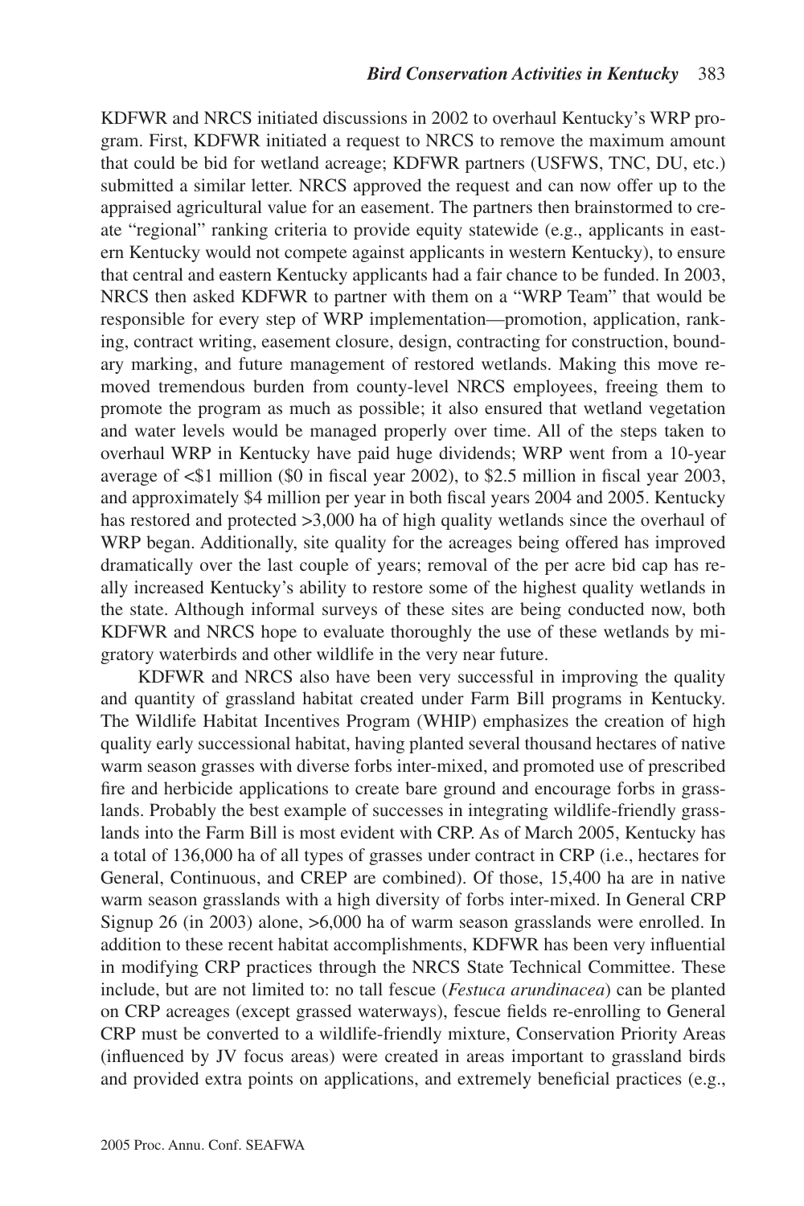KDFWR and NRCS initiated discussions in 2002 to overhaul Kentucky's WRP program. First, KDFWR initiated a request to NRCS to remove the maximum amount that could be bid for wetland acreage; KDFWR partners (USFWS, TNC, DU, etc.) submitted a similar letter. NRCS approved the request and can now offer up to the appraised agricultural value for an easement. The partners then brainstormed to create "regional" ranking criteria to provide equity statewide (e.g., applicants in eastern Kentucky would not compete against applicants in western Kentucky), to ensure that central and eastern Kentucky applicants had a fair chance to be funded. In 2003, NRCS then asked KDFWR to partner with them on a "WRP Team" that would be responsible for every step of WRP implementation—promotion, application, ranking, contract writing, easement closure, design, contracting for construction, boundary marking, and future management of restored wetlands. Making this move removed tremendous burden from county-level NRCS employees, freeing them to promote the program as much as possible; it also ensured that wetland vegetation and water levels would be managed properly over time. All of the steps taken to overhaul WRP in Kentucky have paid huge dividends; WRP went from a 10-year average of <$1 million ($0 in fiscal year 2002), to $2.5 million in fiscal year 2003, and approximately $4 million per year in both fiscal years 2004 and 2005. Kentucky has restored and protected >3,000 ha of high quality wetlands since the overhaul of WRP began. Additionally, site quality for the acreages being offered has improved dramatically over the last couple of years; removal of the per acre bid cap has really increased Kentucky's ability to restore some of the highest quality wetlands in the state. Although informal surveys of these sites are being conducted now, both KDFWR and NRCS hope to evaluate thoroughly the use of these wetlands by migratory waterbirds and other wildlife in the very near future.

KDFWR and NRCS also have been very successful in improving the quality and quantity of grassland habitat created under Farm Bill programs in Kentucky. The Wildlife Habitat Incentives Program (WHIP) emphasizes the creation of high quality early successional habitat, having planted several thousand hectares of native warm season grasses with diverse forbs inter-mixed, and promoted use of prescribed fire and herbicide applications to create bare ground and encourage forbs in grasslands. Probably the best example of successes in integrating wildlife-friendly grasslands into the Farm Bill is most evident with CRP. As of March 2005, Kentucky has a total of 136,000 ha of all types of grasses under contract in CRP (i.e., hectares for General, Continuous, and CREP are combined). Of those, 15,400 ha are in native warm season grasslands with a high diversity of forbs inter-mixed. In General CRP Signup 26 (in 2003) alone, >6,000 ha of warm season grasslands were enrolled. In addition to these recent habitat accomplishments, KDFWR has been very influential in modifying CRP practices through the NRCS State Technical Committee. These include, but are not limited to: no tall fescue (*Festuca arundinacea*) can be planted on CRP acreages (except grassed waterways), fescue fields re-enrolling to General CRP must be converted to a wildlife-friendly mixture, Conservation Priority Areas (influenced by JV focus areas) were created in areas important to grassland birds and provided extra points on applications, and extremely beneficial practices (e.g.,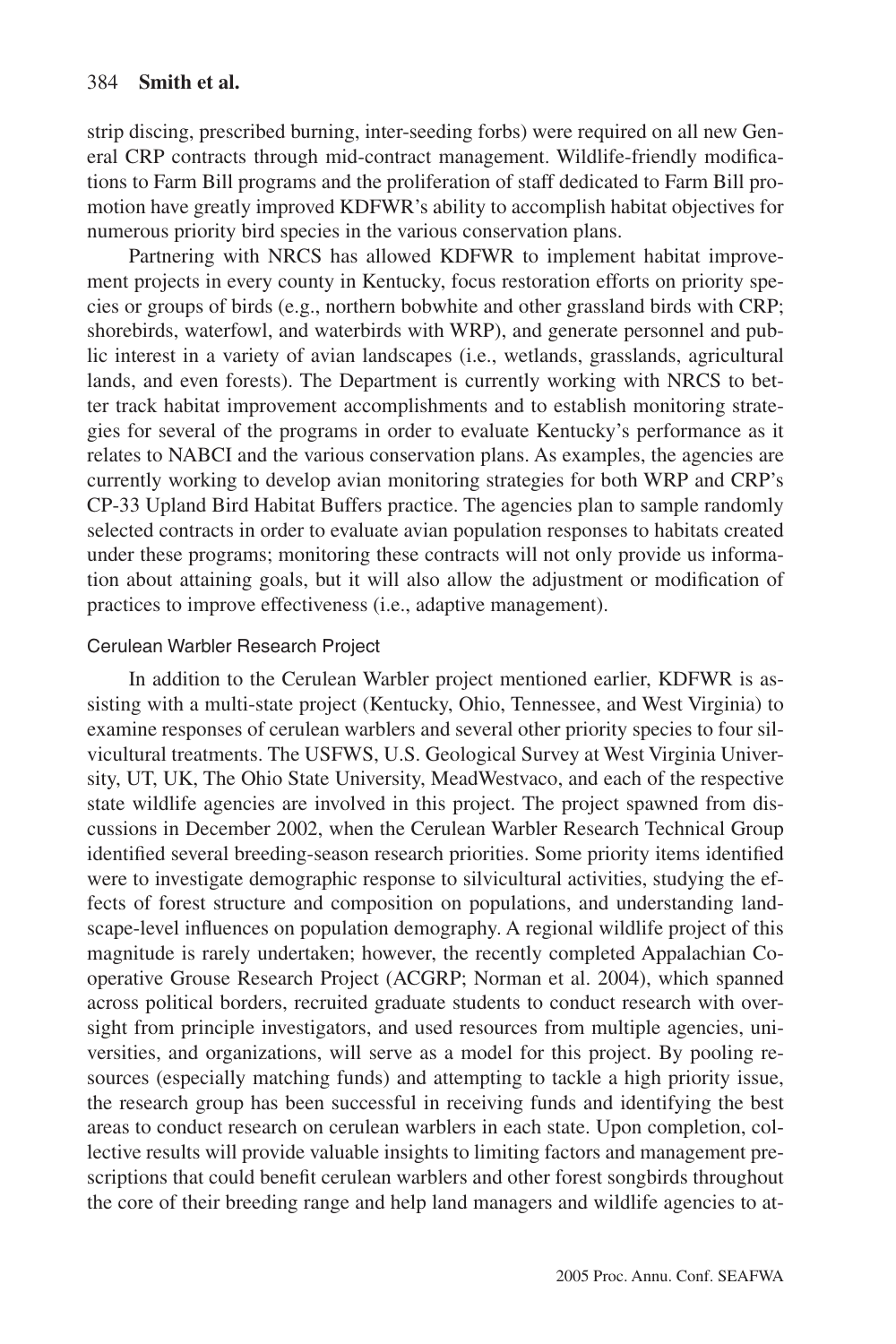strip discing, prescribed burning, inter-seeding forbs) were required on all new General CRP contracts through mid-contract management. Wildlife-friendly modifications to Farm Bill programs and the proliferation of staff dedicated to Farm Bill promotion have greatly improved KDFWR's ability to accomplish habitat objectives for numerous priority bird species in the various conservation plans.

Partnering with NRCS has allowed KDFWR to implement habitat improvement projects in every county in Kentucky, focus restoration efforts on priority species or groups of birds (e.g., northern bobwhite and other grassland birds with CRP; shorebirds, waterfowl, and waterbirds with WRP), and generate personnel and public interest in a variety of avian landscapes (i.e., wetlands, grasslands, agricultural lands, and even forests). The Department is currently working with NRCS to better track habitat improvement accomplishments and to establish monitoring strategies for several of the programs in order to evaluate Kentucky's performance as it relates to NABCI and the various conservation plans. As examples, the agencies are currently working to develop avian monitoring strategies for both WRP and CRP's CP-33 Upland Bird Habitat Buffers practice. The agencies plan to sample randomly selected contracts in order to evaluate avian population responses to habitats created under these programs; monitoring these contracts will not only provide us information about attaining goals, but it will also allow the adjustment or modification of practices to improve effectiveness (i.e., adaptive management).

### Cerulean Warbler Research Project

In addition to the Cerulean Warbler project mentioned earlier, KDFWR is assisting with a multi-state project (Kentucky, Ohio, Tennessee, and West Virginia) to examine responses of cerulean warblers and several other priority species to four silvicultural treatments. The USFWS, U.S. Geological Survey at West Virginia University, UT, UK, The Ohio State University, MeadWestvaco, and each of the respective state wildlife agencies are involved in this project. The project spawned from discussions in December 2002, when the Cerulean Warbler Research Technical Group identified several breeding-season research priorities. Some priority items identified were to investigate demographic response to silvicultural activities, studying the effects of forest structure and composition on populations, and understanding landscape-level influences on population demography. A regional wildlife project of this magnitude is rarely undertaken; however, the recently completed Appalachian Cooperative Grouse Research Project (ACGRP; Norman et al. 2004), which spanned across political borders, recruited graduate students to conduct research with oversight from principle investigators, and used resources from multiple agencies, universities, and organizations, will serve as a model for this project. By pooling resources (especially matching funds) and attempting to tackle a high priority issue, the research group has been successful in receiving funds and identifying the best areas to conduct research on cerulean warblers in each state. Upon completion, collective results will provide valuable insights to limiting factors and management prescriptions that could benefit cerulean warblers and other forest songbirds throughout the core of their breeding range and help land managers and wildlife agencies to at-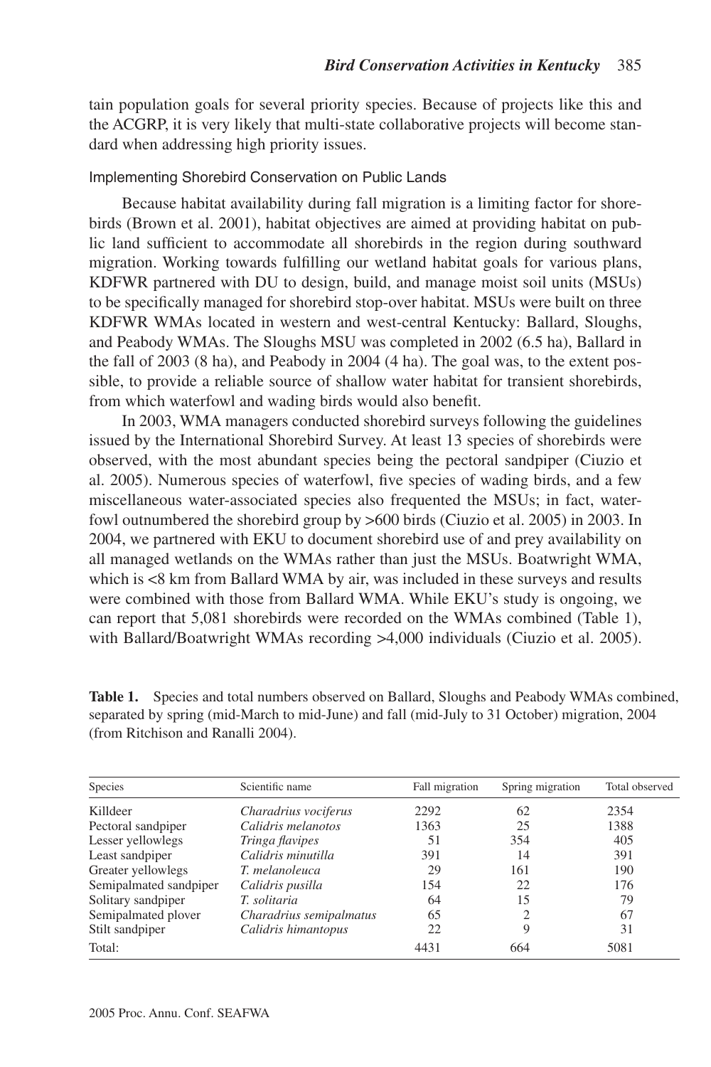tain population goals for several priority species. Because of projects like this and the ACGRP, it is very likely that multi-state collaborative projects will become standard when addressing high priority issues.

### Implementing Shorebird Conservation on Public Lands

Because habitat availability during fall migration is a limiting factor for shorebirds (Brown et al. 2001), habitat objectives are aimed at providing habitat on public land sufficient to accommodate all shorebirds in the region during southward migration. Working towards fulfilling our wetland habitat goals for various plans, KDFWR partnered with DU to design, build, and manage moist soil units (MSUs) to be specifically managed for shorebird stop-over habitat. MSUs were built on three KDFWR WMAs located in western and west-central Kentucky: Ballard, Sloughs, and Peabody WMAs. The Sloughs MSU was completed in 2002 (6.5 ha), Ballard in the fall of 2003 (8 ha), and Peabody in 2004 (4 ha). The goal was, to the extent possible, to provide a reliable source of shallow water habitat for transient shorebirds, from which waterfowl and wading birds would also benefit.

In 2003, WMA managers conducted shorebird surveys following the guidelines issued by the International Shorebird Survey. At least 13 species of shorebirds were observed, with the most abundant species being the pectoral sandpiper (Ciuzio et al. 2005). Numerous species of waterfowl, five species of wading birds, and a few miscellaneous water-associated species also frequented the MSUs; in fact, waterfowl outnumbered the shorebird group by >600 birds (Ciuzio et al. 2005) in 2003. In 2004, we partnered with EKU to document shorebird use of and prey availability on all managed wetlands on the WMAs rather than just the MSUs. Boatwright WMA, which is <8 km from Ballard WMA by air, was included in these surveys and results were combined with those from Ballard WMA. While EKU's study is ongoing, we can report that 5,081 shorebirds were recorded on the WMAs combined (Table 1), with Ballard/Boatwright WMAs recording >4,000 individuals (Ciuzio et al. 2005).

**Table 1.** Species and total numbers observed on Ballard, Sloughs and Peabody WMAs combined, separated by spring (mid-March to mid-June) and fall (mid-July to 31 October) migration, 2004 (from Ritchison and Ranalli 2004).

| Species | Scientific name | Fall migration | Spring migration | Total observed |
|---|---|---|---|---|
| Killdeer | *Charadrius vociferus* | 2292 | 62 | 2354 |
| Pectoral sandpiper | *Calidris melanotos* | 1363 | 25 | 1388 |
| Lesser yellowlegs | *Tringa flavipes* | 51 | 354 | 405 |
| Least sandpiper | *Calidris minutilla* | 391 | 14 | 391 |
| Greater yellowlegs | *T. melanoleuca* | 29 | 161 | 190 |
| Semipalmated sandpiper | *Calidris pusilla* | 154 | 22 | 176 |
| Solitary sandpiper | *T. solitaria* | 64 | 15 | 79 |
| Semipalmated plover | *Charadrius semipalmatus* | 65 | 2 | 67 |
| Stilt sandpiper | *Calidris himantopus* | 22 | 9 | 31 |
| Total: | | 4431 | 664 | 5081 |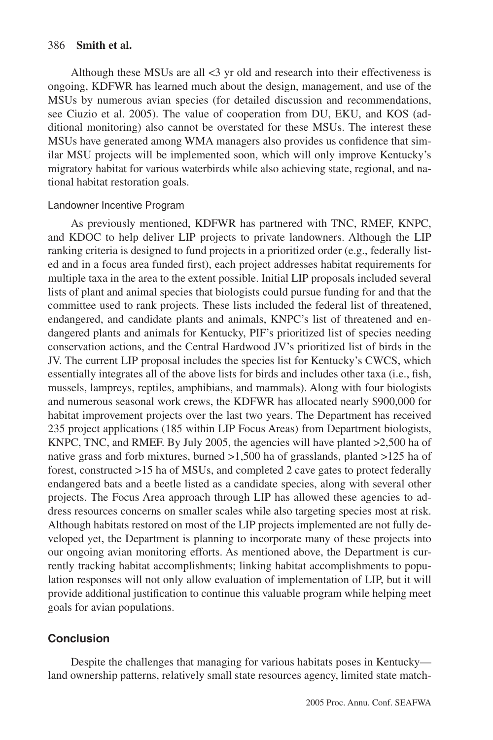Although these MSUs are all <3 yr old and research into their effectiveness is ongoing, KDFWR has learned much about the design, management, and use of the MSUs by numerous avian species (for detailed discussion and recommendations, see Ciuzio et al. 2005). The value of cooperation from DU, EKU, and KOS (additional monitoring) also cannot be overstated for these MSUs. The interest these MSUs have generated among WMA managers also provides us confidence that similar MSU projects will be implemented soon, which will only improve Kentucky's migratory habitat for various waterbirds while also achieving state, regional, and national habitat restoration goals.

### Landowner Incentive Program

As previously mentioned, KDFWR has partnered with TNC, RMEF, KNPC, and KDOC to help deliver LIP projects to private landowners. Although the LIP ranking criteria is designed to fund projects in a prioritized order (e.g., federally listed and in a focus area funded first), each project addresses habitat requirements for multiple taxa in the area to the extent possible. Initial LIP proposals included several lists of plant and animal species that biologists could pursue funding for and that the committee used to rank projects. These lists included the federal list of threatened, endangered, and candidate plants and animals, KNPC's list of threatened and endangered plants and animals for Kentucky, PIF's prioritized list of species needing conservation actions, and the Central Hardwood JV's prioritized list of birds in the JV. The current LIP proposal includes the species list for Kentucky's CWCS, which essentially integrates all of the above lists for birds and includes other taxa (i.e., fish, mussels, lampreys, reptiles, amphibians, and mammals). Along with four biologists and numerous seasonal work crews, the KDFWR has allocated nearly $900,000 for habitat improvement projects over the last two years. The Department has received 235 project applications (185 within LIP Focus Areas) from Department biologists, KNPC, TNC, and RMEF. By July 2005, the agencies will have planted >2,500 ha of native grass and forb mixtures, burned >1,500 ha of grasslands, planted >125 ha of forest, constructed >15 ha of MSUs, and completed 2 cave gates to protect federally endangered bats and a beetle listed as a candidate species, along with several other projects. The Focus Area approach through LIP has allowed these agencies to address resources concerns on smaller scales while also targeting species most at risk. Although habitats restored on most of the LIP projects implemented are not fully developed yet, the Department is planning to incorporate many of these projects into our ongoing avian monitoring efforts. As mentioned above, the Department is currently tracking habitat accomplishments; linking habitat accomplishments to population responses will not only allow evaluation of implementation of LIP, but it will provide additional justification to continue this valuable program while helping meet goals for avian populations.

## Conclusion

Despite the challenges that managing for various habitats poses in Kentucky—land ownership patterns, relatively small state resources agency, limited state match-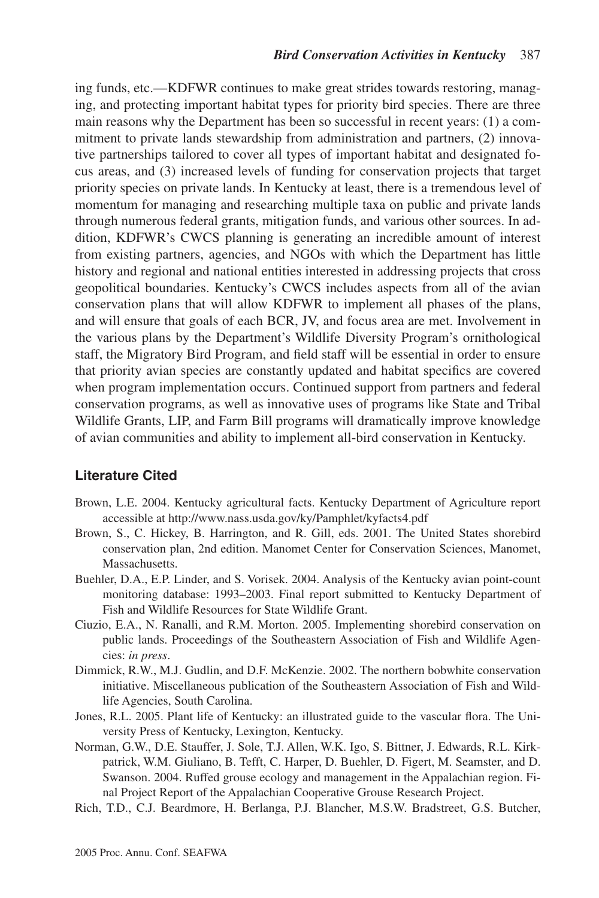ing funds, etc.—KDFWR continues to make great strides towards restoring, managing, and protecting important habitat types for priority bird species. There are three main reasons why the Department has been so successful in recent years: (1) a commitment to private lands stewardship from administration and partners, (2) innovative partnerships tailored to cover all types of important habitat and designated focus areas, and (3) increased levels of funding for conservation projects that target priority species on private lands. In Kentucky at least, there is a tremendous level of momentum for managing and researching multiple taxa on public and private lands through numerous federal grants, mitigation funds, and various other sources. In addition, KDFWR's CWCS planning is generating an incredible amount of interest from existing partners, agencies, and NGOs with which the Department has little history and regional and national entities interested in addressing projects that cross geopolitical boundaries. Kentucky's CWCS includes aspects from all of the avian conservation plans that will allow KDFWR to implement all phases of the plans, and will ensure that goals of each BCR, JV, and focus area are met. Involvement in the various plans by the Department's Wildlife Diversity Program's ornithological staff, the Migratory Bird Program, and field staff will be essential in order to ensure that priority avian species are constantly updated and habitat specifics are covered when program implementation occurs. Continued support from partners and federal conservation programs, as well as innovative uses of programs like State and Tribal Wildlife Grants, LIP, and Farm Bill programs will dramatically improve knowledge of avian communities and ability to implement all-bird conservation in Kentucky.

## Literature Cited

Brown, L.E. 2004. Kentucky agricultural facts. Kentucky Department of Agriculture report accessible at http://www.nass.usda.gov/ky/Pamphlet/kyfacts4.pdf

Brown, S., C. Hickey, B. Harrington, and R. Gill, eds. 2001. The United States shorebird conservation plan, 2nd edition. Manomet Center for Conservation Sciences, Manomet, Massachusetts.

Buehler, D.A., E.P. Linder, and S. Vorisek. 2004. Analysis of the Kentucky avian point-count monitoring database: 1993–2003. Final report submitted to Kentucky Department of Fish and Wildlife Resources for State Wildlife Grant.

Ciuzio, E.A., N. Ranalli, and R.M. Morton. 2005. Implementing shorebird conservation on public lands. Proceedings of the Southeastern Association of Fish and Wildlife Agencies: *in press*.

Dimmick, R.W., M.J. Gudlin, and D.F. McKenzie. 2002. The northern bobwhite conservation initiative. Miscellaneous publication of the Southeastern Association of Fish and Wildlife Agencies, South Carolina.

Jones, R.L. 2005. Plant life of Kentucky: an illustrated guide to the vascular flora. The University Press of Kentucky, Lexington, Kentucky.

Norman, G.W., D.E. Stauffer, J. Sole, T.J. Allen, W.K. Igo, S. Bittner, J. Edwards, R.L. Kirkpatrick, W.M. Giuliano, B. Tefft, C. Harper, D. Buehler, D. Figert, M. Seamster, and D. Swanson. 2004. Ruffed grouse ecology and management in the Appalachian region. Final Project Report of the Appalachian Cooperative Grouse Research Project.

Rich, T.D., C.J. Beardmore, H. Berlanga, P.J. Blancher, M.S.W. Bradstreet, G.S. Butcher,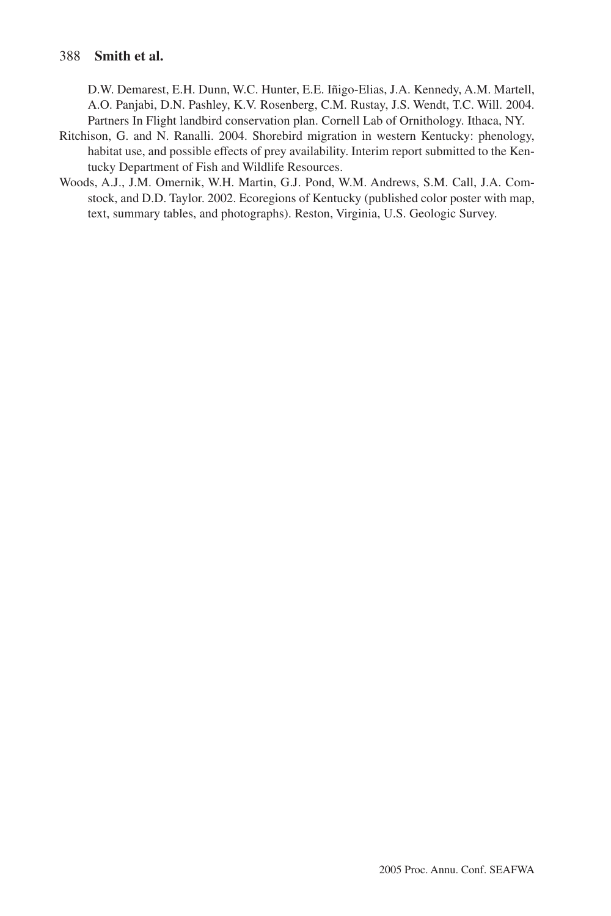D.W. Demarest, E.H. Dunn, W.C. Hunter, E.E. Iñigo-Elias, J.A. Kennedy, A.M. Martell, A.O. Panjabi, D.N. Pashley, K.V. Rosenberg, C.M. Rustay, J.S. Wendt, T.C. Will. 2004. Partners In Flight landbird conservation plan. Cornell Lab of Ornithology. Ithaca, NY.

Ritchison, G. and N. Ranalli. 2004. Shorebird migration in western Kentucky: phenology, habitat use, and possible effects of prey availability. Interim report submitted to the Kentucky Department of Fish and Wildlife Resources.

Woods, A.J., J.M. Omernik, W.H. Martin, G.J. Pond, W.M. Andrews, S.M. Call, J.A. Comstock, and D.D. Taylor. 2002. Ecoregions of Kentucky (published color poster with map, text, summary tables, and photographs). Reston, Virginia, U.S. Geologic Survey.